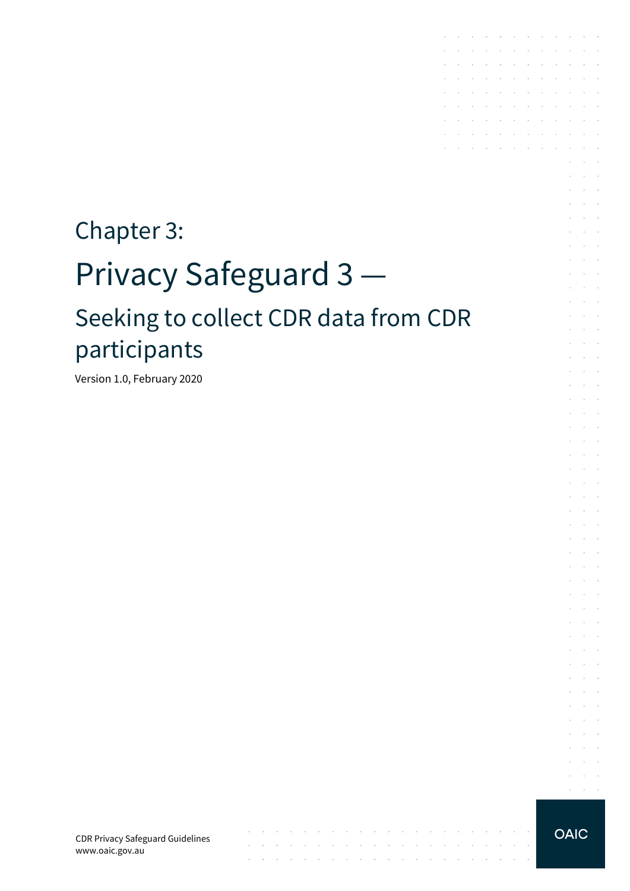# Chapter 3:

# Privacy Safeguard 3 —

## Seeking to collect CDR data from CDR participants

Version 1.0, February 2020

CDR Privacy Safeguard Guidelines
www.oaic.gov.au

OAIC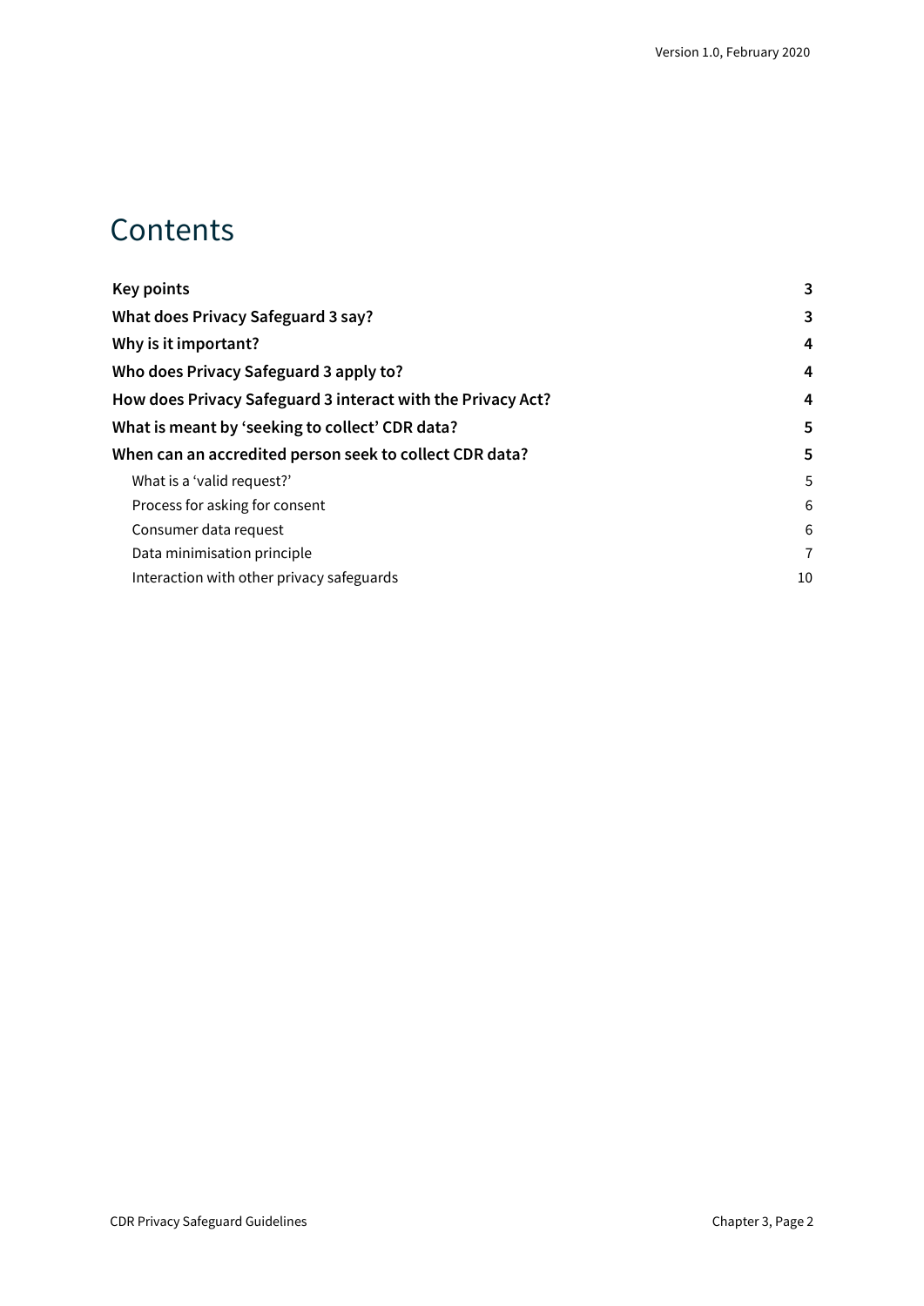# Contents

**Key points** 3

**What does Privacy Safeguard 3 say?** 3

**Why is it important?** 4

**Who does Privacy Safeguard 3 apply to?** 4

**How does Privacy Safeguard 3 interact with the Privacy Act?** 4

**What is meant by 'seeking to collect' CDR data?** 5

**When can an accredited person seek to collect CDR data?** 5

- What is a 'valid request?' 5
- Process for asking for consent 6
- Consumer data request 6
- Data minimisation principle 7
- Interaction with other privacy safeguards 10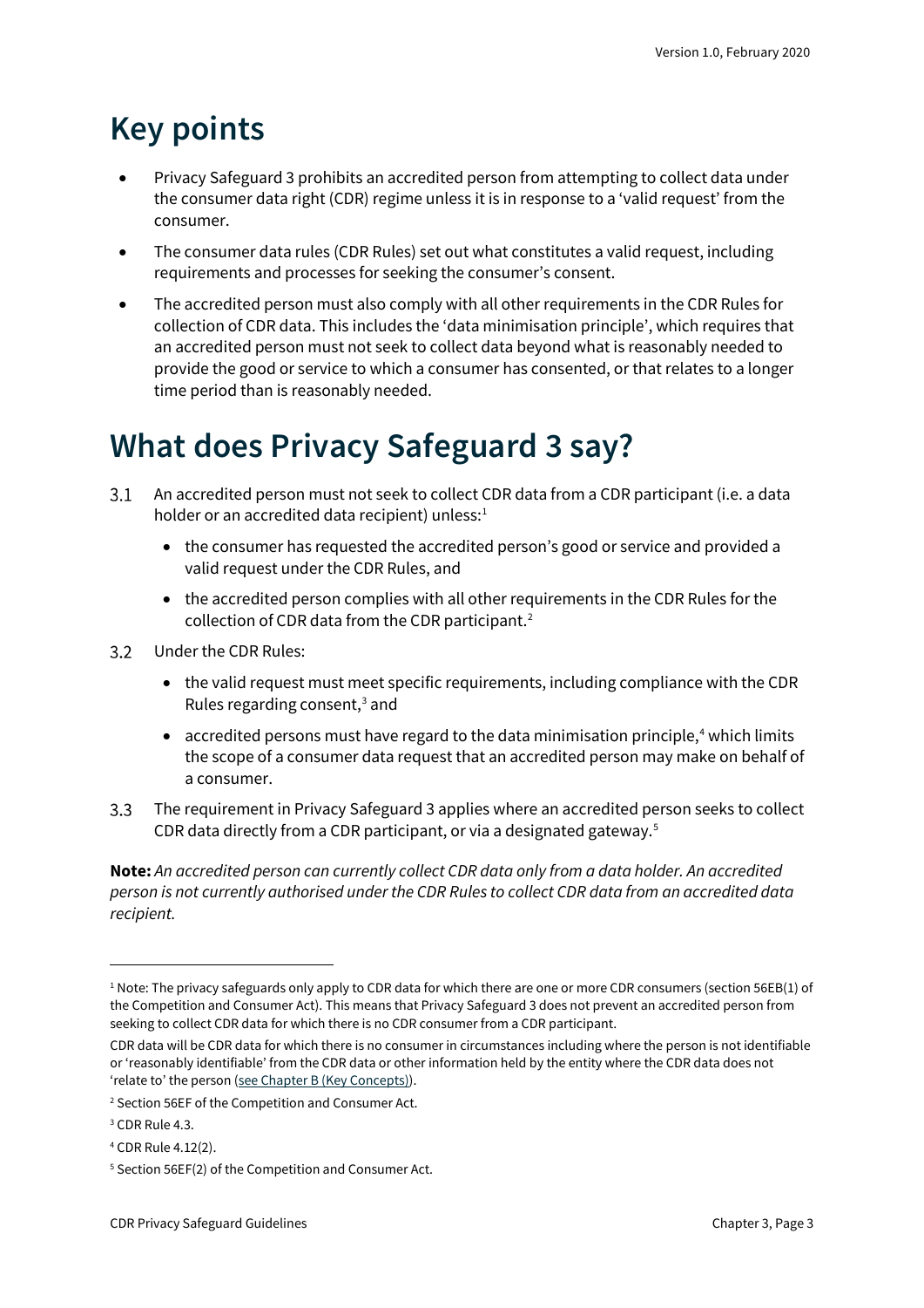# Key points

- Privacy Safeguard 3 prohibits an accredited person from attempting to collect data under the consumer data right (CDR) regime unless it is in response to a 'valid request' from the consumer.
- The consumer data rules (CDR Rules) set out what constitutes a valid request, including requirements and processes for seeking the consumer's consent.
- The accredited person must also comply with all other requirements in the CDR Rules for collection of CDR data. This includes the 'data minimisation principle', which requires that an accredited person must not seek to collect data beyond what is reasonably needed to provide the good or service to which a consumer has consented, or that relates to a longer time period than is reasonably needed.

# What does Privacy Safeguard 3 say?

3.1 An accredited person must not seek to collect CDR data from a CDR participant (i.e. a data holder or an accredited data recipient) unless:[1]

- the consumer has requested the accredited person's good or service and provided a valid request under the CDR Rules, and
- the accredited person complies with all other requirements in the CDR Rules for the collection of CDR data from the CDR participant.[2]

3.2 Under the CDR Rules:

- the valid request must meet specific requirements, including compliance with the CDR Rules regarding consent,[3] and
- accredited persons must have regard to the data minimisation principle,[4] which limits the scope of a consumer data request that an accredited person may make on behalf of a consumer.

3.3 The requirement in Privacy Safeguard 3 applies where an accredited person seeks to collect CDR data directly from a CDR participant, or via a designated gateway.[5]

**Note:** *An accredited person can currently collect CDR data only from a data holder. An accredited person is not currently authorised under the CDR Rules to collect CDR data from an accredited data recipient.*

---

[1] Note: The privacy safeguards only apply to CDR data for which there are one or more CDR consumers (section 56EB(1) of the Competition and Consumer Act). This means that Privacy Safeguard 3 does not prevent an accredited person from seeking to collect CDR data for which there is no CDR consumer from a CDR participant.

CDR data will be CDR data for which there is no consumer in circumstances including where the person is not identifiable or 'reasonably identifiable' from the CDR data or other information held by the entity where the CDR data does not 'relate to' the person (see Chapter B (Key Concepts)).

[2] Section 56EF of the Competition and Consumer Act.

[3] CDR Rule 4.3.

[4] CDR Rule 4.12(2).

[5] Section 56EF(2) of the Competition and Consumer Act.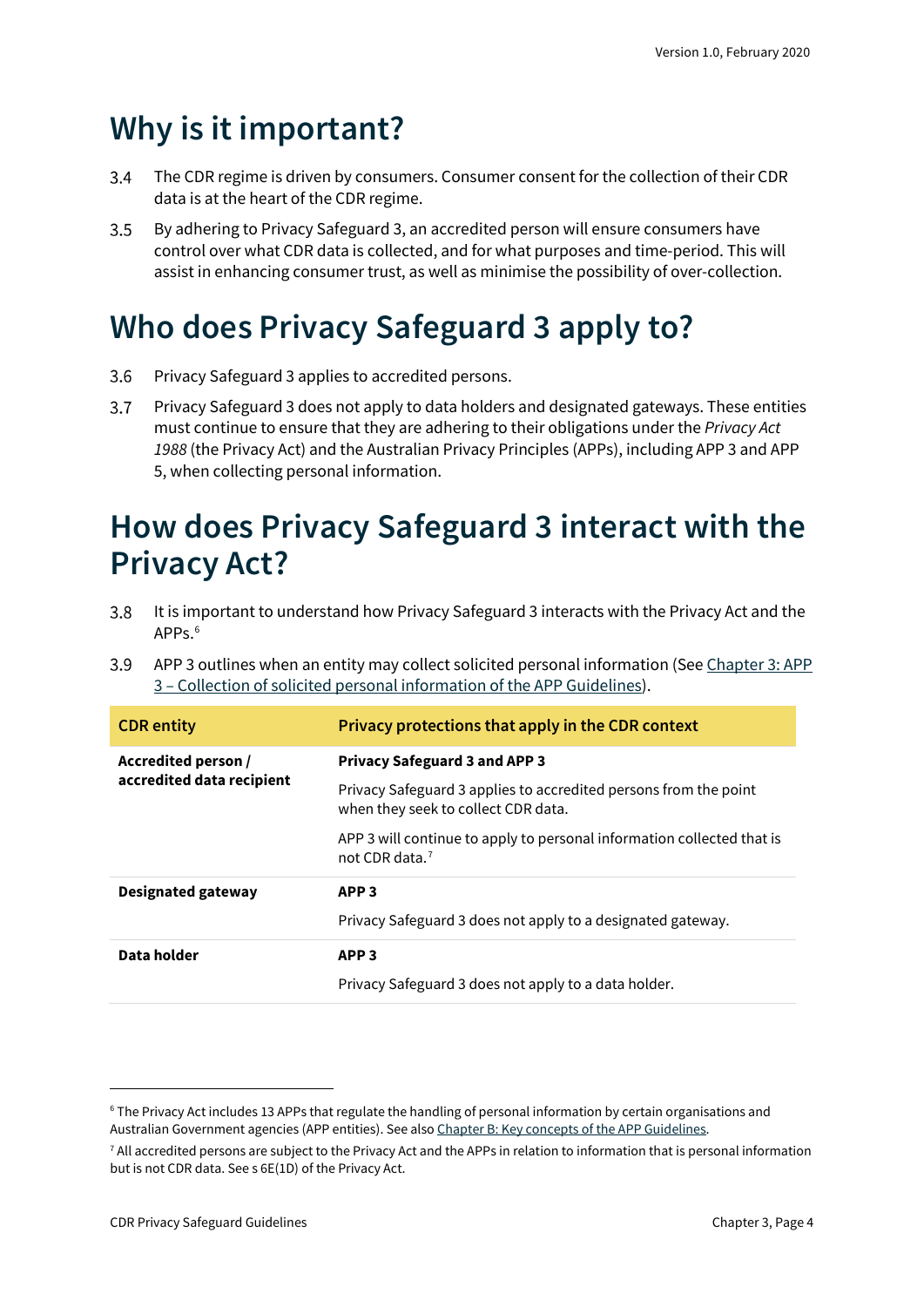# Why is it important?

3.4 The CDR regime is driven by consumers. Consumer consent for the collection of their CDR data is at the heart of the CDR regime.

3.5 By adhering to Privacy Safeguard 3, an accredited person will ensure consumers have control over what CDR data is collected, and for what purposes and time-period. This will assist in enhancing consumer trust, as well as minimise the possibility of over-collection.

# Who does Privacy Safeguard 3 apply to?

3.6 Privacy Safeguard 3 applies to accredited persons.

3.7 Privacy Safeguard 3 does not apply to data holders and designated gateways. These entities must continue to ensure that they are adhering to their obligations under the *Privacy Act 1988* (the Privacy Act) and the Australian Privacy Principles (APPs), including APP 3 and APP 5, when collecting personal information.

# How does Privacy Safeguard 3 interact with the Privacy Act?

3.8 It is important to understand how Privacy Safeguard 3 interacts with the Privacy Act and the APPs.[6]

3.9 APP 3 outlines when an entity may collect solicited personal information (See Chapter 3: APP 3 – Collection of solicited personal information of the APP Guidelines).

| CDR entity | Privacy protections that apply in the CDR context |
|---|---|
| **Accredited person / accredited data recipient** | **Privacy Safeguard 3 and APP 3**<br><br>Privacy Safeguard 3 applies to accredited persons from the point when they seek to collect CDR data.<br><br>APP 3 will continue to apply to personal information collected that is not CDR data.[7] |
| **Designated gateway** | **APP 3**<br><br>Privacy Safeguard 3 does not apply to a designated gateway. |
| **Data holder** | **APP 3**<br><br>Privacy Safeguard 3 does not apply to a data holder. |

[6] The Privacy Act includes 13 APPs that regulate the handling of personal information by certain organisations and Australian Government agencies (APP entities). See also Chapter B: Key concepts of the APP Guidelines.

[7] All accredited persons are subject to the Privacy Act and the APPs in relation to information that is personal information but is not CDR data. See s 6E(1D) of the Privacy Act.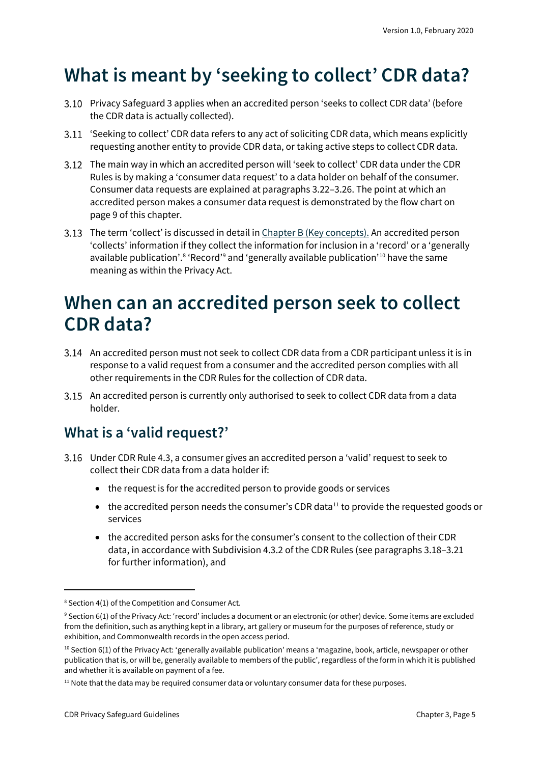# What is meant by 'seeking to collect' CDR data?

3.10 Privacy Safeguard 3 applies when an accredited person 'seeks to collect CDR data' (before the CDR data is actually collected).

3.11 'Seeking to collect' CDR data refers to any act of soliciting CDR data, which means explicitly requesting another entity to provide CDR data, or taking active steps to collect CDR data.

3.12 The main way in which an accredited person will 'seek to collect' CDR data under the CDR Rules is by making a 'consumer data request' to a data holder on behalf of the consumer. Consumer data requests are explained at paragraphs 3.22–3.26. The point at which an accredited person makes a consumer data request is demonstrated by the flow chart on page 9 of this chapter.

3.13 The term 'collect' is discussed in detail in Chapter B (Key concepts). An accredited person 'collects' information if they collect the information for inclusion in a 'record' or a 'generally available publication'.[8] 'Record'[9] and 'generally available publication'[10] have the same meaning as within the Privacy Act.

# When can an accredited person seek to collect CDR data?

3.14 An accredited person must not seek to collect CDR data from a CDR participant unless it is in response to a valid request from a consumer and the accredited person complies with all other requirements in the CDR Rules for the collection of CDR data.

3.15 An accredited person is currently only authorised to seek to collect CDR data from a data holder.

## What is a 'valid request?'

3.16 Under CDR Rule 4.3, a consumer gives an accredited person a 'valid' request to seek to collect their CDR data from a data holder if:

- the request is for the accredited person to provide goods or services
- the accredited person needs the consumer's CDR data[11] to provide the requested goods or services
- the accredited person asks for the consumer's consent to the collection of their CDR data, in accordance with Subdivision 4.3.2 of the CDR Rules (see paragraphs 3.18–3.21 for further information), and

---

[8] Section 4(1) of the Competition and Consumer Act.

[9] Section 6(1) of the Privacy Act: 'record' includes a document or an electronic (or other) device. Some items are excluded from the definition, such as anything kept in a library, art gallery or museum for the purposes of reference, study or exhibition, and Commonwealth records in the open access period.

[10] Section 6(1) of the Privacy Act: 'generally available publication' means a 'magazine, book, article, newspaper or other publication that is, or will be, generally available to members of the public', regardless of the form in which it is published and whether it is available on payment of a fee.

[11] Note that the data may be required consumer data or voluntary consumer data for these purposes.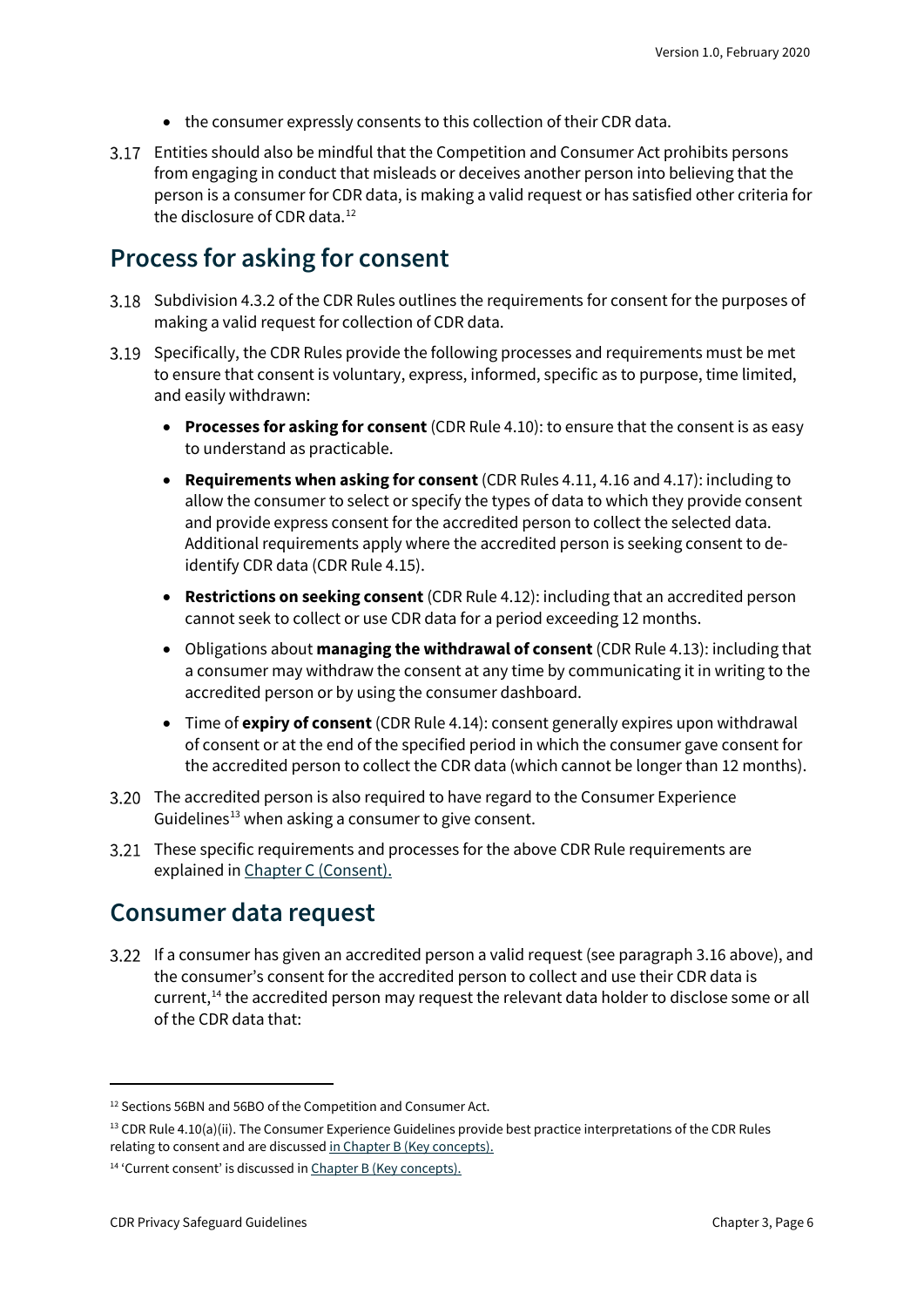- the consumer expressly consents to this collection of their CDR data.

3.17 Entities should also be mindful that the Competition and Consumer Act prohibits persons from engaging in conduct that misleads or deceives another person into believing that the person is a consumer for CDR data, is making a valid request or has satisfied other criteria for the disclosure of CDR data.[12]

## Process for asking for consent

3.18 Subdivision 4.3.2 of the CDR Rules outlines the requirements for consent for the purposes of making a valid request for collection of CDR data.

3.19 Specifically, the CDR Rules provide the following processes and requirements must be met to ensure that consent is voluntary, express, informed, specific as to purpose, time limited, and easily withdrawn:

- **Processes for asking for consent** (CDR Rule 4.10): to ensure that the consent is as easy to understand as practicable.
- **Requirements when asking for consent** (CDR Rules 4.11, 4.16 and 4.17): including to allow the consumer to select or specify the types of data to which they provide consent and provide express consent for the accredited person to collect the selected data. Additional requirements apply where the accredited person is seeking consent to de-identify CDR data (CDR Rule 4.15).
- **Restrictions on seeking consent** (CDR Rule 4.12): including that an accredited person cannot seek to collect or use CDR data for a period exceeding 12 months.
- Obligations about **managing the withdrawal of consent** (CDR Rule 4.13): including that a consumer may withdraw the consent at any time by communicating it in writing to the accredited person or by using the consumer dashboard.
- Time of **expiry of consent** (CDR Rule 4.14): consent generally expires upon withdrawal of consent or at the end of the specified period in which the consumer gave consent for the accredited person to collect the CDR data (which cannot be longer than 12 months).

3.20 The accredited person is also required to have regard to the Consumer Experience Guidelines[13] when asking a consumer to give consent.

3.21 These specific requirements and processes for the above CDR Rule requirements are explained in Chapter C (Consent).

## Consumer data request

3.22 If a consumer has given an accredited person a valid request (see paragraph 3.16 above), and the consumer's consent for the accredited person to collect and use their CDR data is current,[14] the accredited person may request the relevant data holder to disclose some or all of the CDR data that:

---

[12] Sections 56BN and 56BO of the Competition and Consumer Act.

[13] CDR Rule 4.10(a)(ii). The Consumer Experience Guidelines provide best practice interpretations of the CDR Rules relating to consent and are discussed in Chapter B (Key concepts).

[14] 'Current consent' is discussed in Chapter B (Key concepts).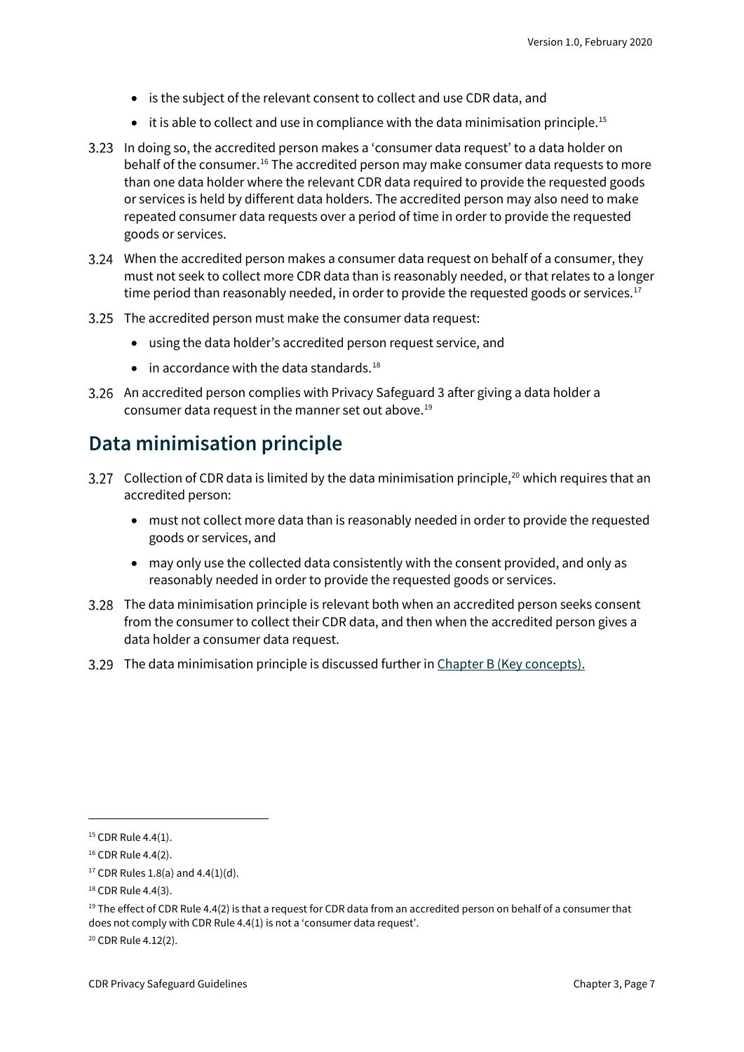- is the subject of the relevant consent to collect and use CDR data, and
- it is able to collect and use in compliance with the data minimisation principle.[15]

3.23 In doing so, the accredited person makes a 'consumer data request' to a data holder on behalf of the consumer.[16] The accredited person may make consumer data requests to more than one data holder where the relevant CDR data required to provide the requested goods or services is held by different data holders. The accredited person may also need to make repeated consumer data requests over a period of time in order to provide the requested goods or services.

3.24 When the accredited person makes a consumer data request on behalf of a consumer, they must not seek to collect more CDR data than is reasonably needed, or that relates to a longer time period than reasonably needed, in order to provide the requested goods or services.[17]

3.25 The accredited person must make the consumer data request:

- using the data holder's accredited person request service, and
- in accordance with the data standards.[18]

3.26 An accredited person complies with Privacy Safeguard 3 after giving a data holder a consumer data request in the manner set out above.[19]

## Data minimisation principle

3.27 Collection of CDR data is limited by the data minimisation principle,[20] which requires that an accredited person:

- must not collect more data than is reasonably needed in order to provide the requested goods or services, and
- may only use the collected data consistently with the consent provided, and only as reasonably needed in order to provide the requested goods or services.

3.28 The data minimisation principle is relevant both when an accredited person seeks consent from the consumer to collect their CDR data, and then when the accredited person gives a data holder a consumer data request.

3.29 The data minimisation principle is discussed further in [Chapter B (Key concepts).]

---

[15] CDR Rule 4.4(1).

[16] CDR Rule 4.4(2).

[17] CDR Rules 1.8(a) and 4.4(1)(d).

[18] CDR Rule 4.4(3).

[19] The effect of CDR Rule 4.4(2) is that a request for CDR data from an accredited person on behalf of a consumer that does not comply with CDR Rule 4.4(1) is not a 'consumer data request'.

[20] CDR Rule 4.12(2).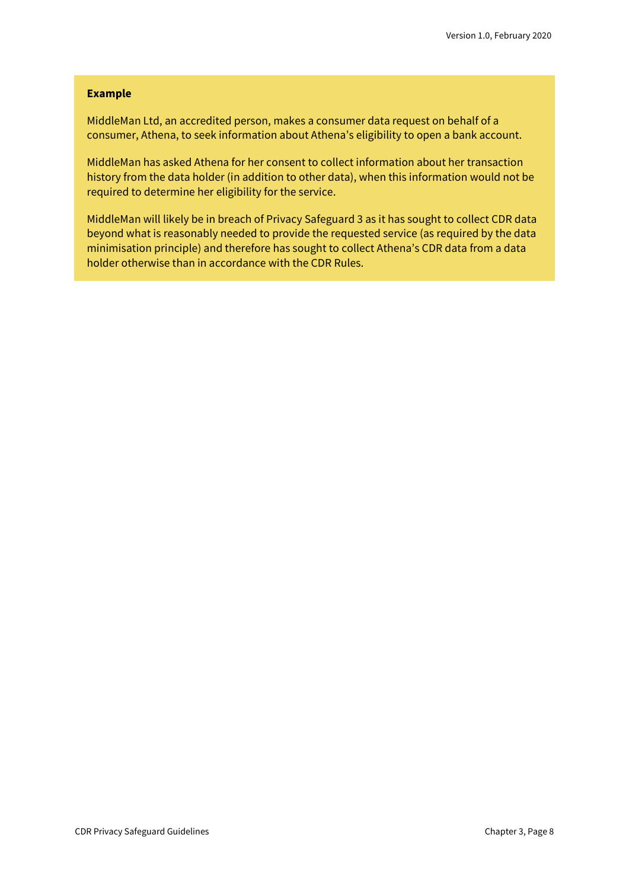**Example**

MiddleMan Ltd, an accredited person, makes a consumer data request on behalf of a consumer, Athena, to seek information about Athena's eligibility to open a bank account.

MiddleMan has asked Athena for her consent to collect information about her transaction history from the data holder (in addition to other data), when this information would not be required to determine her eligibility for the service.

MiddleMan will likely be in breach of Privacy Safeguard 3 as it has sought to collect CDR data beyond what is reasonably needed to provide the requested service (as required by the data minimisation principle) and therefore has sought to collect Athena's CDR data from a data holder otherwise than in accordance with the CDR Rules.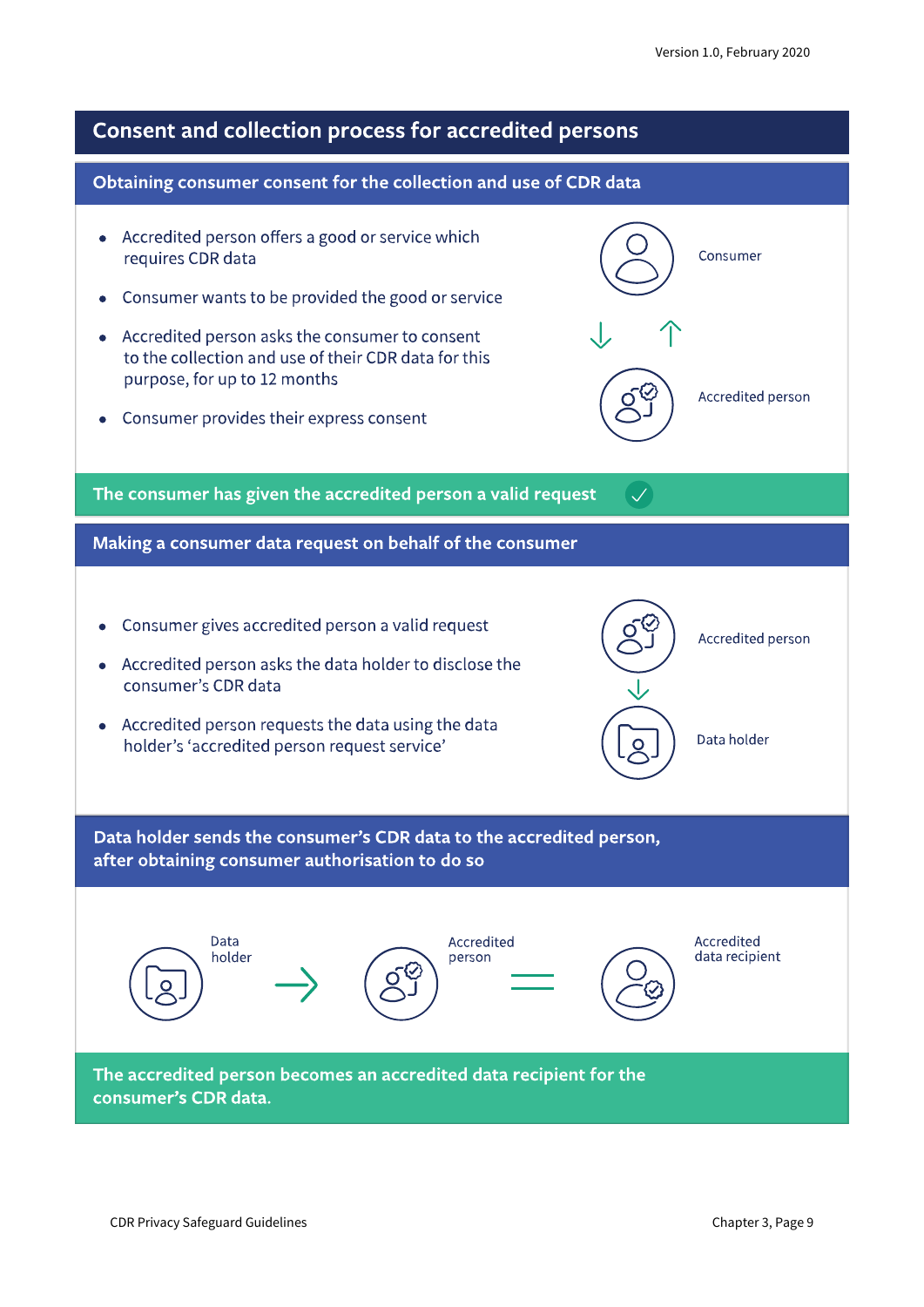## Consent and collection process for accredited persons

### Obtaining consumer consent for the collection and use of CDR data

- Accredited person offers a good or service which requires CDR data
- Consumer wants to be provided the good or service
- Accredited person asks the consumer to consent to the collection and use of their CDR data for this purpose, for up to 12 months
- Consumer provides their express consent

Consumer

Accredited person

**The consumer has given the accredited person a valid request**

### Making a consumer data request on behalf of the consumer

- Consumer gives accredited person a valid request
- Accredited person asks the data holder to disclose the consumer's CDR data
- Accredited person requests the data using the data holder's 'accredited person request service'

Accredited person

Data holder

### Data holder sends the consumer's CDR data to the accredited person, after obtaining consumer authorisation to do so

Data holder → Accredited person = Accredited data recipient

**The accredited person becomes an accredited data recipient for the consumer's CDR data.**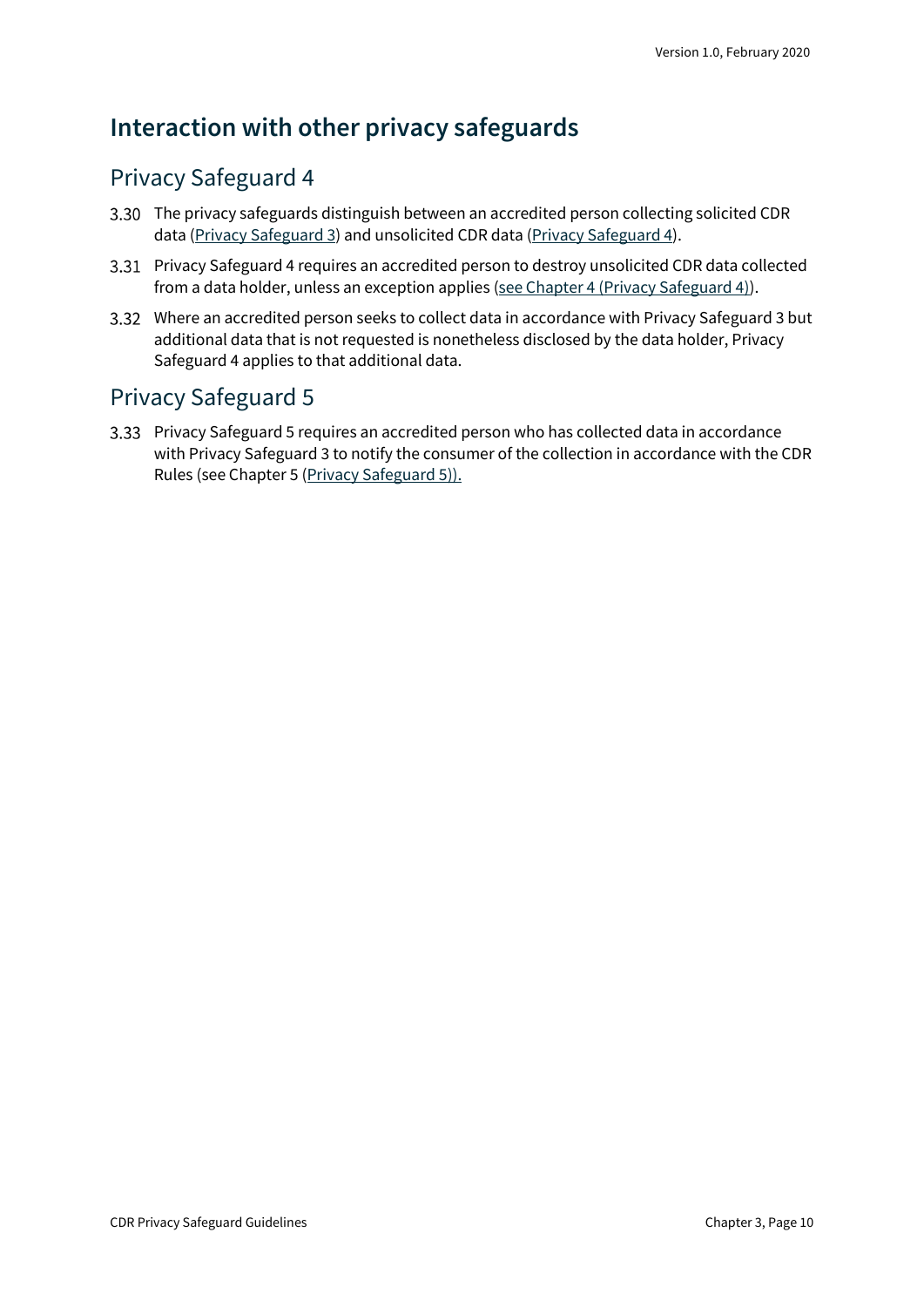## Interaction with other privacy safeguards

### Privacy Safeguard 4

3.30 The privacy safeguards distinguish between an accredited person collecting solicited CDR data (Privacy Safeguard 3) and unsolicited CDR data (Privacy Safeguard 4).

3.31 Privacy Safeguard 4 requires an accredited person to destroy unsolicited CDR data collected from a data holder, unless an exception applies (see Chapter 4 (Privacy Safeguard 4)).

3.32 Where an accredited person seeks to collect data in accordance with Privacy Safeguard 3 but additional data that is not requested is nonetheless disclosed by the data holder, Privacy Safeguard 4 applies to that additional data.

### Privacy Safeguard 5

3.33 Privacy Safeguard 5 requires an accredited person who has collected data in accordance with Privacy Safeguard 3 to notify the consumer of the collection in accordance with the CDR Rules (see Chapter 5 (Privacy Safeguard 5)).